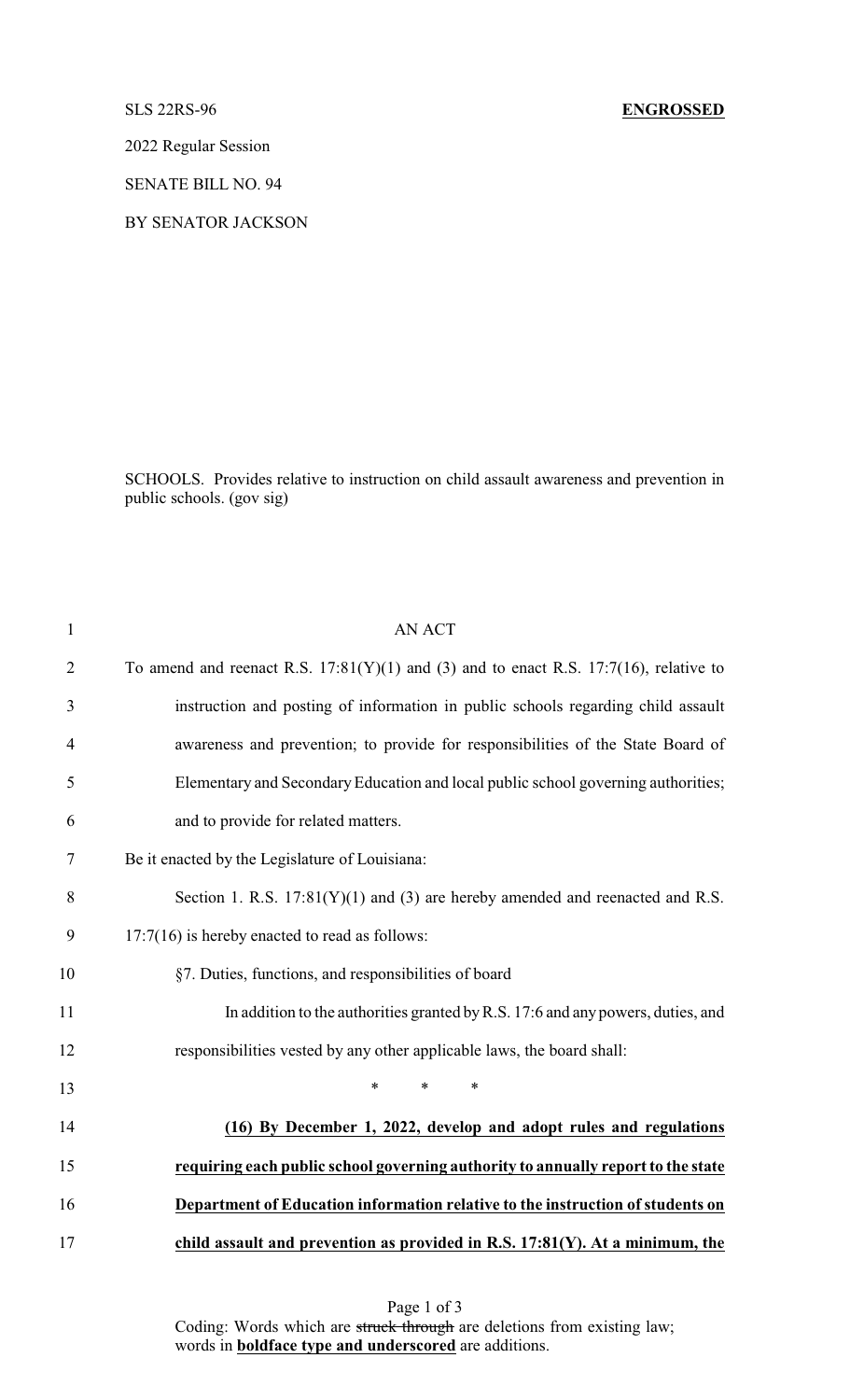SLS 22RS-96 **ENGROSSED**

2022 Regular Session

SENATE BILL NO. 94

BY SENATOR JACKSON

SCHOOLS. Provides relative to instruction on child assault awareness and prevention in public schools. (gov sig)

AN ACT

To amend and reenact R.S. 17:81(Y)(1) and (3) and to enact R.S. 17:7(16), relative to instruction and posting of information in public schools regarding child assault awareness and prevention; to provide for responsibilities of the State Board of Elementary and Secondary Education and local public school governing authorities; and to provide for related matters.

Be it enacted by the Legislature of Louisiana:

Section 1. R.S. 17:81(Y)(1) and (3) are hereby amended and reenacted and R.S. 17:7(16) is hereby enacted to read as follows:

§7. Duties, functions, and responsibilities of board

In addition to the authorities granted by R.S. 17:6 and any powers, duties, and responsibilities vested by any other applicable laws, the board shall:

\* \* \*

**(16) By December 1, 2022, develop and adopt rules and regulations requiring each public school governing authority to annually report to the state Department of Education information relative to the instruction of students on child assault and prevention as provided in R.S. 17:81(Y). At a minimum, the**

Coding: Words which are ~~struck through~~ are deletions from existing law; words in **boldface type and underscored** are additions.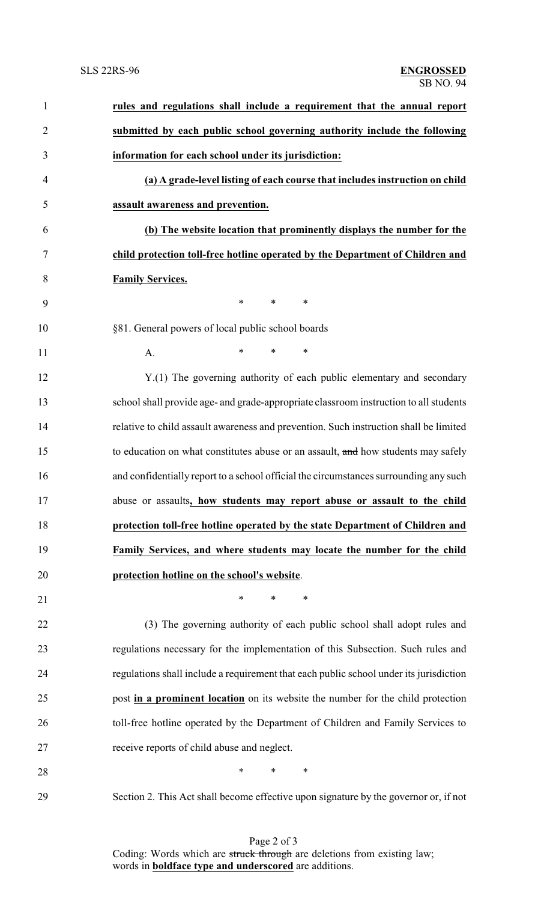**rules and regulations shall include a requirement that the annual report submitted by each public school governing authority include the following information for each school under its jurisdiction:**

**(a) A grade-level listing of each course that includes instruction on child assault awareness and prevention.**

**(b) The website location that prominently displays the number for the child protection toll-free hotline operated by the Department of Children and Family Services.**

\* \* \*

§81. General powers of local public school boards

A. \* \* \*

Y.(1) The governing authority of each public elementary and secondary school shall provide age- and grade-appropriate classroom instruction to all students relative to child assault awareness and prevention. Such instruction shall be limited to education on what constitutes abuse or an assault, ~~and~~ how students may safely and confidentially report to a school official the circumstances surrounding any such abuse or assaults**, how students may report abuse or assault to the child protection toll-free hotline operated by the state Department of Children and Family Services, and where students may locate the number for the child protection hotline on the school's website**.

\* \* \*

(3) The governing authority of each public school shall adopt rules and regulations necessary for the implementation of this Subsection. Such rules and regulations shall include a requirement that each public school under its jurisdiction post **in a prominent location** on its website the number for the child protection toll-free hotline operated by the Department of Children and Family Services to receive reports of child abuse and neglect.

\* \* \*

Section 2. This Act shall become effective upon signature by the governor or, if not

Coding: Words which are ~~struck through~~ are deletions from existing law; words in **boldface type and underscored** are additions.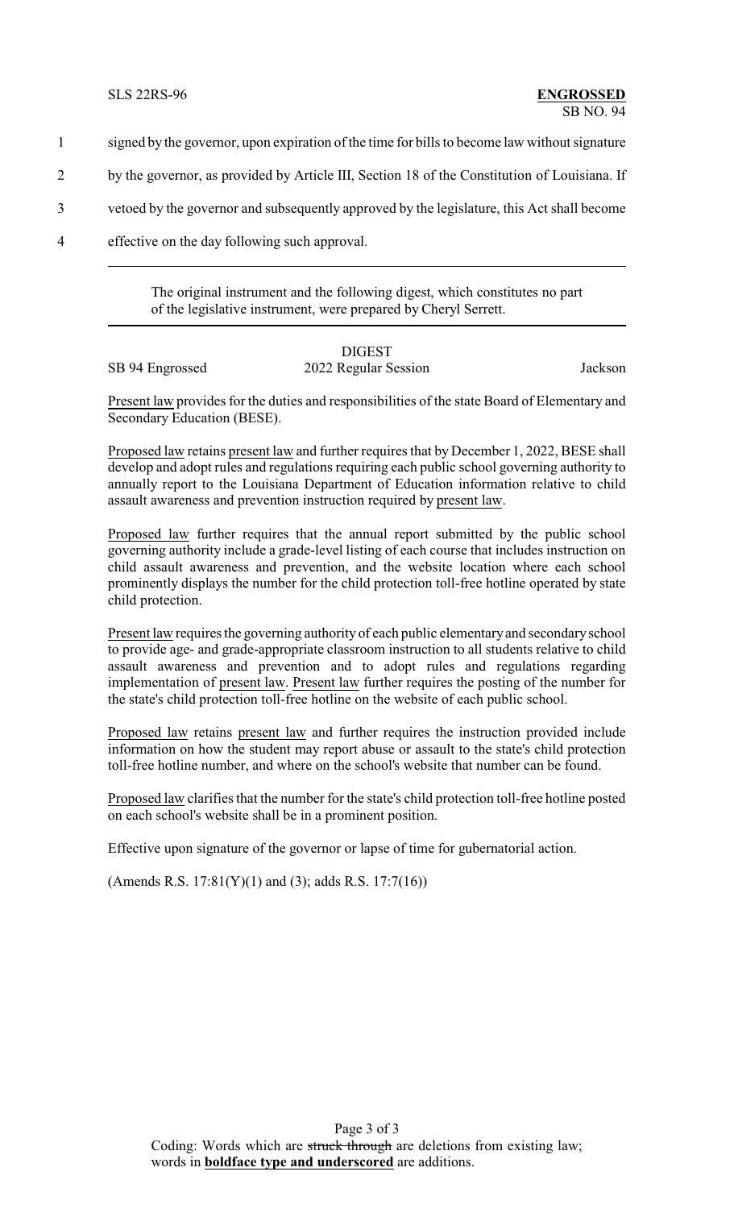signed by the governor, upon expiration of the time for bills to become law without signature by the governor, as provided by Article III, Section 18 of the Constitution of Louisiana. If vetoed by the governor and subsequently approved by the legislature, this Act shall become effective on the day following such approval.

The original instrument and the following digest, which constitutes no part of the legislative instrument, were prepared by Cheryl Serrett.

DIGEST

SB 94 Engrossed 2022 Regular Session Jackson

Present law provides for the duties and responsibilities of the state Board of Elementary and Secondary Education (BESE).

Proposed law retains present law and further requires that by December 1, 2022, BESE shall develop and adopt rules and regulations requiring each public school governing authority to annually report to the Louisiana Department of Education information relative to child assault awareness and prevention instruction required by present law.

Proposed law further requires that the annual report submitted by the public school governing authority include a grade-level listing of each course that includes instruction on child assault awareness and prevention, and the website location where each school prominently displays the number for the child protection toll-free hotline operated by state child protection.

Present law requires the governing authority of each public elementary and secondary school to provide age- and grade-appropriate classroom instruction to all students relative to child assault awareness and prevention and to adopt rules and regulations regarding implementation of present law. Present law further requires the posting of the number for the state's child protection toll-free hotline on the website of each public school.

Proposed law retains present law and further requires the instruction provided include information on how the student may report abuse or assault to the state's child protection toll-free hotline number, and where on the school's website that number can be found.

Proposed law clarifies that the number for the state's child protection toll-free hotline posted on each school's website shall be in a prominent position.

Effective upon signature of the governor or lapse of time for gubernatorial action.

(Amends R.S. 17:81(Y)(1) and (3); adds R.S. 17:7(16))

Coding: Words which are ~~struck through~~ are deletions from existing law; words in **boldface type and underscored** are additions.